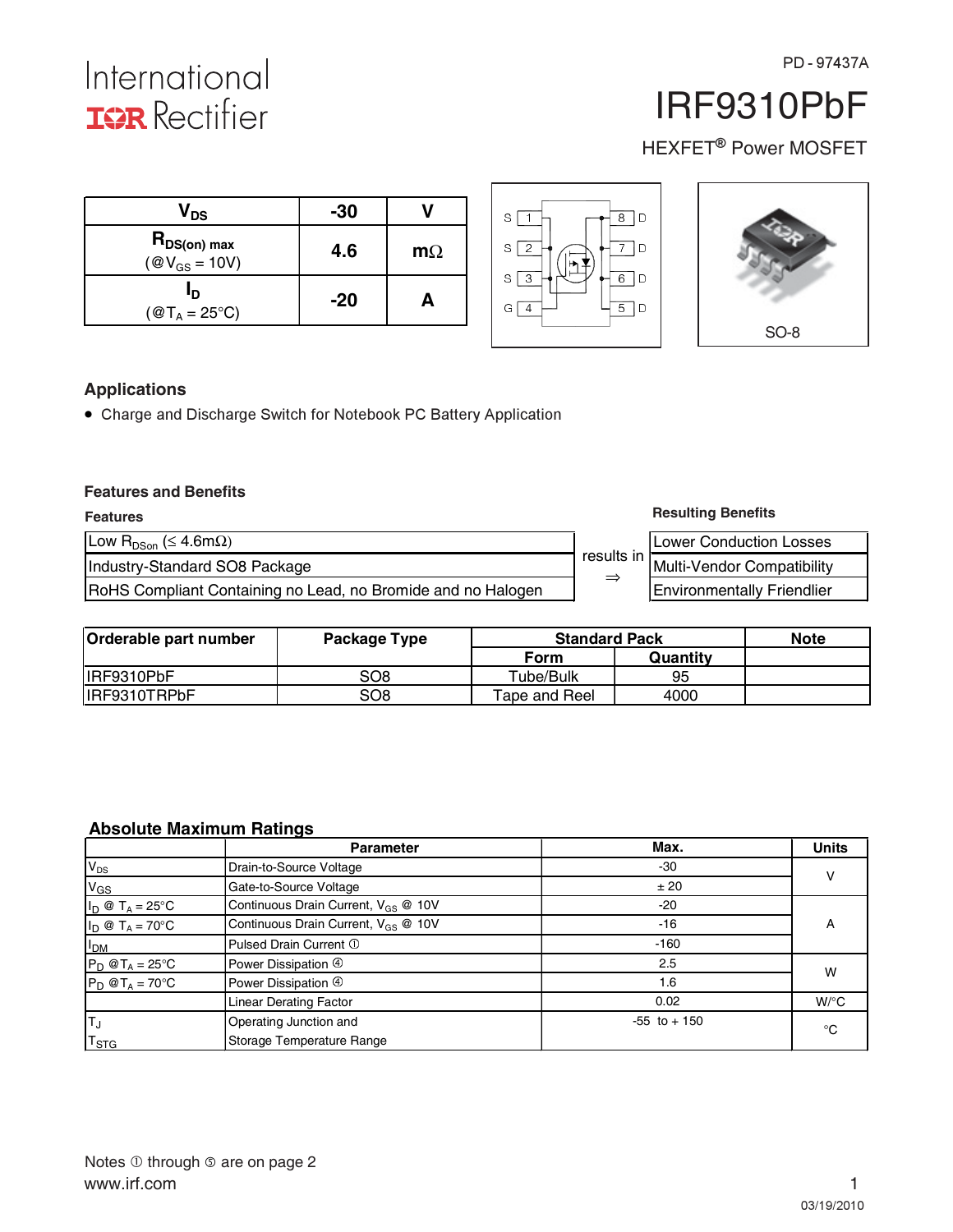PD - 97437A

International
IOR Rectifier

# IRF9310PbF

HEXFET® Power MOSFET

| $V_{DS}$ | -30 | V |
|---|---|---|
| $R_{DS(on)}$ max (@$V_{GS}$ = 10V) | 4.6 | mΩ |
| $I_D$ (@$T_A$ = 25°C) | -20 | A |

S 1 · 8 D
S 2 · 7 D
S 3 · 6 D
G 4 · 5 D

SO-8

## Applications

- Charge and Discharge Switch for Notebook PC Battery Application

### Features and Benefits

| Features | | Resulting Benefits |
|---|---|---|
| Low $R_{DSon}$ (≤ 4.6mΩ) | results in ⇒ | Lower Conduction Losses |
| Industry-Standard SO8 Package | | Multi-Vendor Compatibility |
| RoHS Compliant Containing no Lead, no Bromide and no Halogen | | Environmentally Friendlier |

| Orderable part number | Package Type | Standard Pack | | Note |
|---|---|---|---|---|
| | | Form | Quantity | |
| IRF9310PbF | SO8 | Tube/Bulk | 95 | |
| IRF9310TRPbF | SO8 | Tape and Reel | 4000 | |

### Absolute Maximum Ratings

| | Parameter | Max. | Units |
|---|---|---|---|
| $V_{DS}$ | Drain-to-Source Voltage | -30 | V |
| $V_{GS}$ | Gate-to-Source Voltage | ± 20 | V |
| $I_D$ @ $T_A$ = 25°C | Continuous Drain Current, $V_{GS}$ @ 10V | -20 | A |
| $I_D$ @ $T_A$ = 70°C | Continuous Drain Current, $V_{GS}$ @ 10V | -16 | A |
| $I_{DM}$ | Pulsed Drain Current ① | -160 | A |
| $P_D$ @$T_A$ = 25°C | Power Dissipation ④ | 2.5 | W |
| $P_D$ @$T_A$ = 70°C | Power Dissipation ④ | 1.6 | W |
| | Linear Derating Factor | 0.02 | W/°C |
| $T_J$<br>$T_{STG}$ | Operating Junction and<br>Storage Temperature Range | -55 to + 150 | °C |

Notes ① through ⑤ are on page 2

www.irf.com

03/19/2010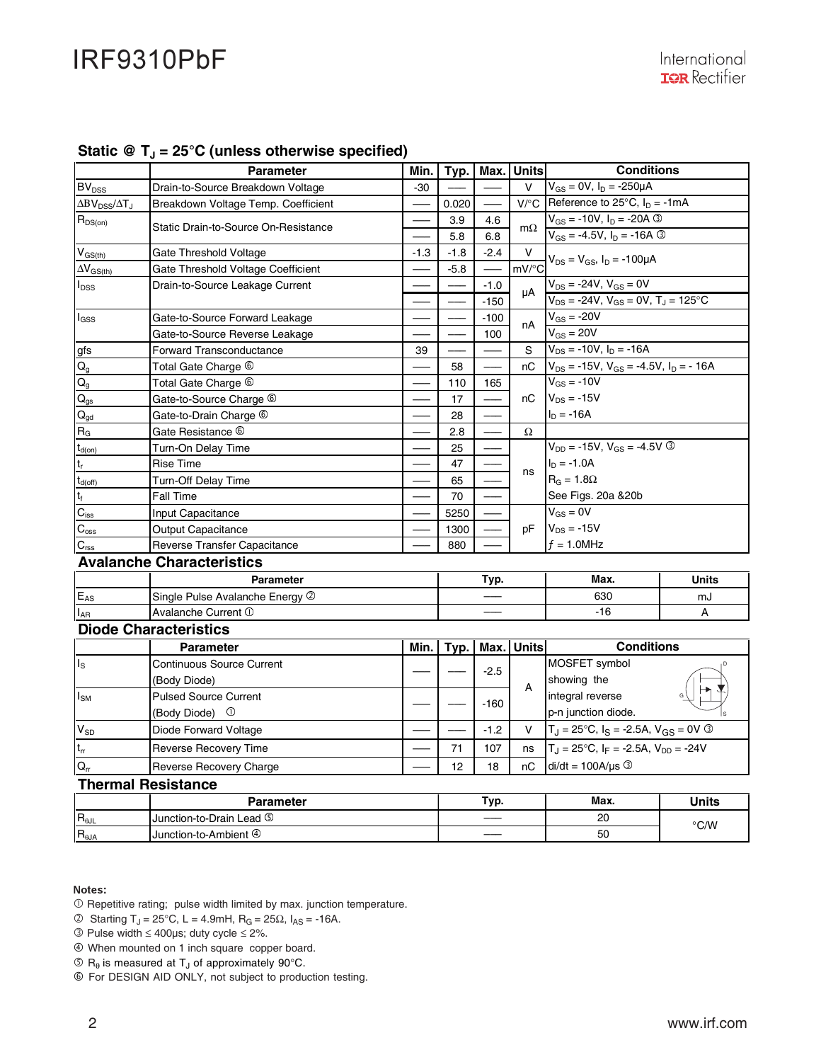## Static @ $T_J$ = 25°C (unless otherwise specified)

| | Parameter | Min. | Typ. | Max. | Units | Conditions |
|---|---|---|---|---|---|---|
| $BV_{DSS}$ | Drain-to-Source Breakdown Voltage | -30 | —— | —— | V | $V_{GS}$ = 0V, $I_D$ = -250µA |
| $\Delta BV_{DSS}/\Delta T_J$ | Breakdown Voltage Temp. Coefficient | —— | 0.020 | —— | V/°C | Reference to 25°C, $I_D$ = -1mA |
| $R_{DS(on)}$ | Static Drain-to-Source On-Resistance | —— | 3.9 | 4.6 | mΩ | $V_{GS}$ = -10V, $I_D$ = -20A ③ |
| | | —— | 5.8 | 6.8 | | $V_{GS}$ = -4.5V, $I_D$ = -16A ③ |
| $V_{GS(th)}$ | Gate Threshold Voltage | -1.3 | -1.8 | -2.4 | V | $V_{DS}$ = $V_{GS}$, $I_D$ = -100µA |
| $\Delta V_{GS(th)}$ | Gate Threshold Voltage Coefficient | —— | -5.8 | —— | mV/°C | |
| $I_{DSS}$ | Drain-to-Source Leakage Current | —— | —— | -1.0 | µA | $V_{DS}$ = -24V, $V_{GS}$ = 0V |
| | | —— | —— | -150 | | $V_{DS}$ = -24V, $V_{GS}$ = 0V, $T_J$ = 125°C |
| $I_{GSS}$ | Gate-to-Source Forward Leakage | —— | —— | -100 | nA | $V_{GS}$ = -20V |
| | Gate-to-Source Reverse Leakage | —— | —— | 100 | | $V_{GS}$ = 20V |
| gfs | Forward Transconductance | 39 | —— | —— | S | $V_{DS}$ = -10V, $I_D$ = -16A |
| $Q_g$ | Total Gate Charge ⑥ | —— | 58 | —— | nC | $V_{DS}$ = -15V, $V_{GS}$ = -4.5V, $I_D$ = - 16A |
| $Q_g$ | Total Gate Charge ⑥ | —— | 110 | 165 | nC | $V_{GS}$ = -10V |
| $Q_{gs}$ | Gate-to-Source Charge ⑥ | —— | 17 | —— | | $V_{DS}$ = -15V |
| $Q_{gd}$ | Gate-to-Drain Charge ⑥ | —— | 28 | —— | | $I_D$ = -16A |
| $R_G$ | Gate Resistance ⑥ | —— | 2.8 | —— | Ω | |
| $t_{d(on)}$ | Turn-On Delay Time | —— | 25 | —— | ns | $V_{DD}$ = -15V, $V_{GS}$ = -4.5V ③ |
| $t_r$ | Rise Time | —— | 47 | —— | | $I_D$ = -1.0A |
| $t_{d(off)}$ | Turn-Off Delay Time | —— | 65 | —— | | $R_G$ = 1.8Ω |
| $t_f$ | Fall Time | —— | 70 | —— | | See Figs. 20a &20b |
| $C_{iss}$ | Input Capacitance | —— | 5250 | —— | pF | $V_{GS}$ = 0V |
| $C_{oss}$ | Output Capacitance | —— | 1300 | —— | | $V_{DS}$ = -15V |
| $C_{rss}$ | Reverse Transfer Capacitance | —— | 880 | —— | | $f$ = 1.0MHz |

## Avalanche Characteristics

| | Parameter | Typ. | Max. | Units |
|---|---|---|---|---|
| $E_{AS}$ | Single Pulse Avalanche Energy ② | —— | 630 | mJ |
| $I_{AR}$ | Avalanche Current ① | —— | -16 | A |

## Diode Characteristics

| | Parameter | Min. | Typ. | Max. | Units | Conditions |
|---|---|---|---|---|---|---|
| $I_S$ | Continuous Source Current (Body Diode) | —— | —— | -2.5 | A | MOSFET symbol showing the integral reverse p-n junction diode. |
| $I_{SM}$ | Pulsed Source Current (Body Diode) ① | —— | —— | -160 | | |
| $V_{SD}$ | Diode Forward Voltage | —— | —— | -1.2 | V | $T_J$ = 25°C, $I_S$ = -2.5A, $V_{GS}$ = 0V ③ |
| $t_{rr}$ | Reverse Recovery Time | —— | 71 | 107 | ns | $T_J$ = 25°C, $I_F$ = -2.5A, $V_{DD}$ = -24V |
| $Q_{rr}$ | Reverse Recovery Charge | —— | 12 | 18 | nC | di/dt = 100A/µs ③ |

## Thermal Resistance

| | Parameter | Typ. | Max. | Units |
|---|---|---|---|---|
| $R_{\theta JL}$ | Junction-to-Drain Lead ⑤ | —— | 20 | °C/W |
| $R_{\theta JA}$ | Junction-to-Ambient ④ | —— | 50 | |

**Notes:**

① Repetitive rating; pulse width limited by max. junction temperature.
② Starting $T_J$ = 25°C, L = 4.9mH, $R_G$ = 25Ω, $I_{AS}$ = -16A.
③ Pulse width ≤ 400µs; duty cycle ≤ 2%.
④ When mounted on 1 inch square copper board.
⑤ $R_\theta$ is measured at $T_J$ of approximately 90°C.
⑥ For DESIGN AID ONLY, not subject to production testing.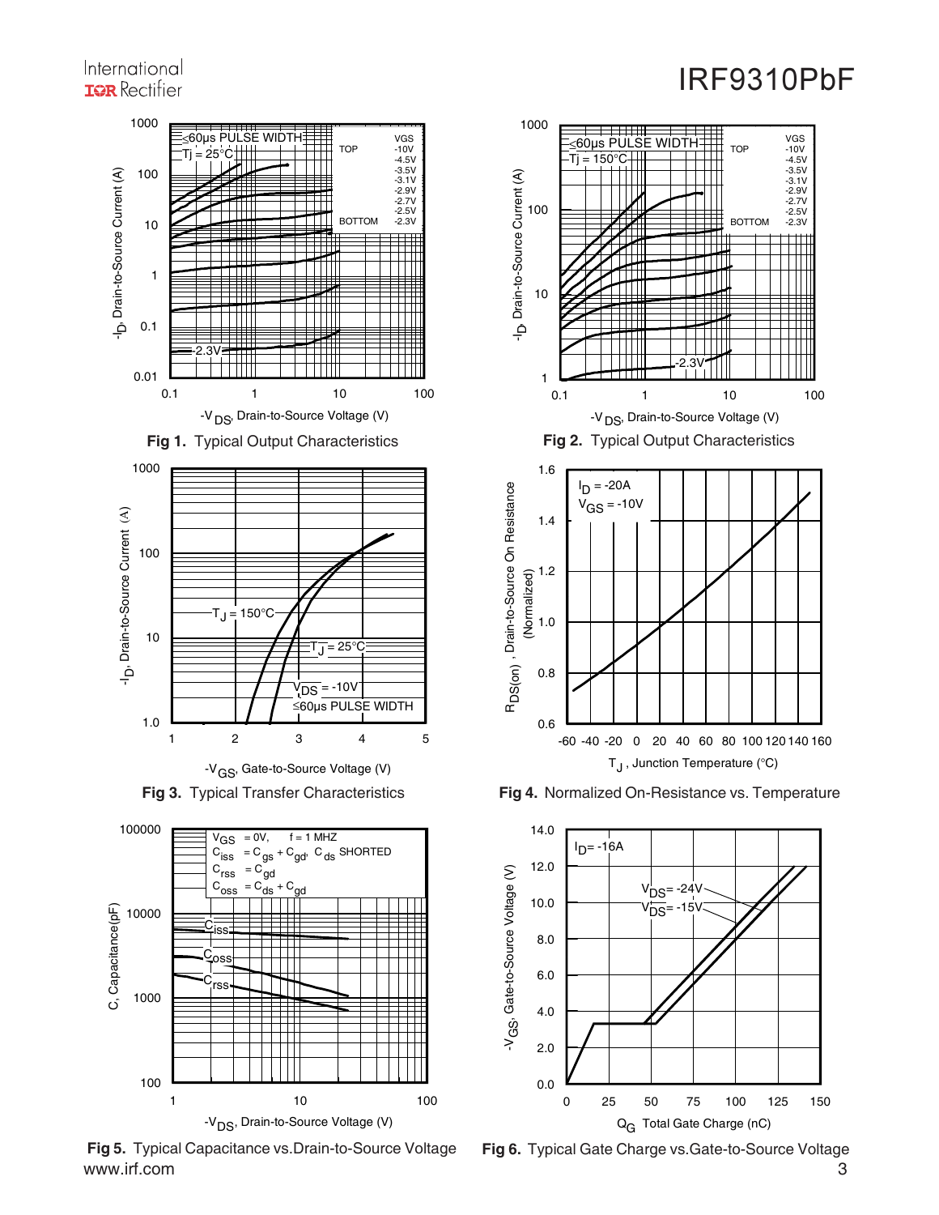Fig 1. Typical Output Characteristics

Fig 2. Typical Output Characteristics

Fig 3. Typical Transfer Characteristics

Fig 4. Normalized On-Resistance vs. Temperature

Fig 5. Typical Capacitance vs.Drain-to-Source Voltage

Fig 6. Typical Gate Charge vs.Gate-to-Source Voltage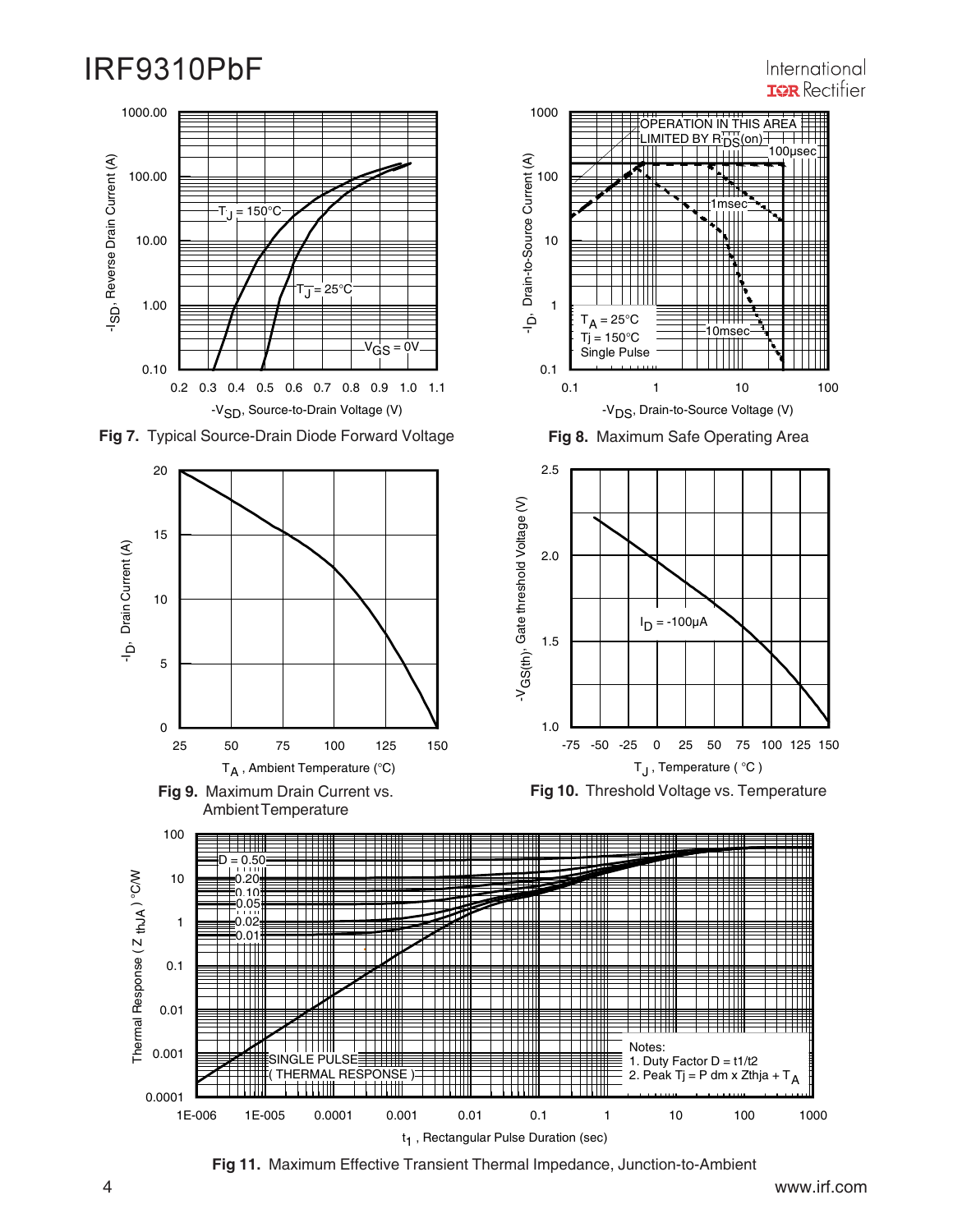**Fig 7.** Typical Source-Drain Diode Forward Voltage

**Fig 8.** Maximum Safe Operating Area

**Fig 9.** Maximum Drain Current vs. Ambient Temperature

**Fig 10.** Threshold Voltage vs. Temperature

**Fig 11.** Maximum Effective Transient Thermal Impedance, Junction-to-Ambient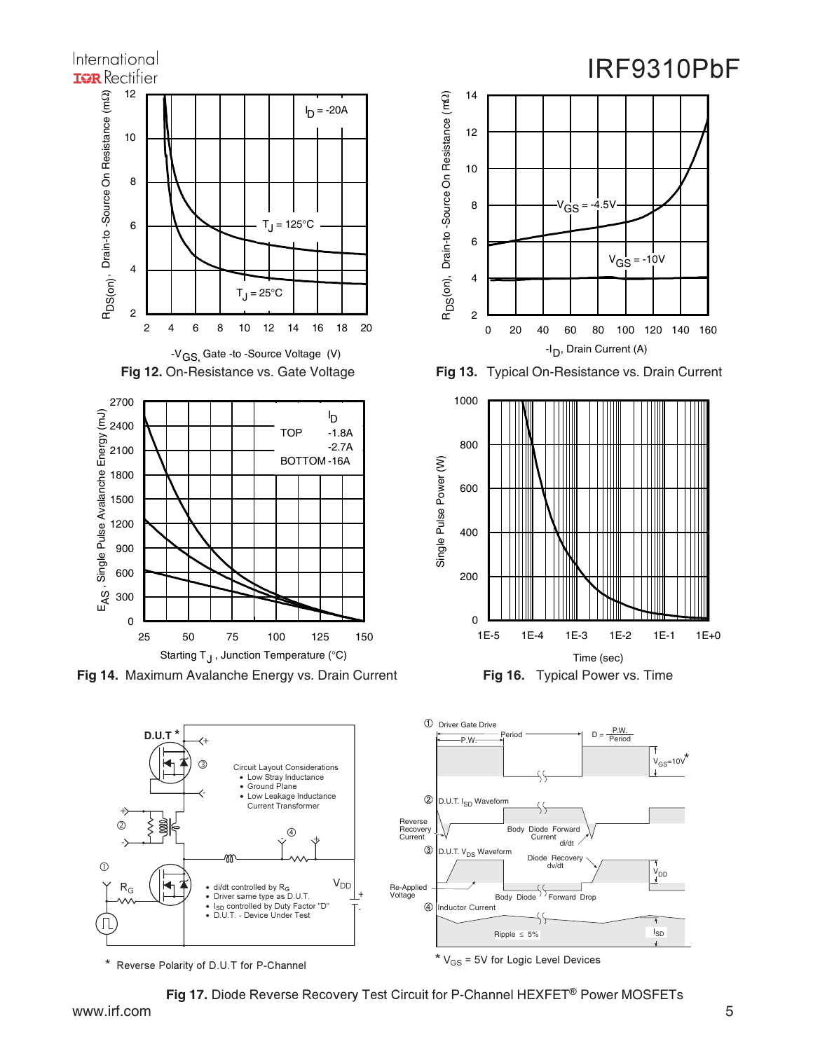Fig 12. On-Resistance vs. Gate Voltage

Fig 13. Typical On-Resistance vs. Drain Current

Fig 14. Maximum Avalanche Energy vs. Drain Current

Fig 16. Typical Power vs. Time

Circuit Layout Considerations
- Low Stray Inductance
- Ground Plane
- Low Leakage Inductance Current Transformer

- di/dt controlled by $R_G$
- Driver same type as D.U.T.
- $I_{SD}$ controlled by Duty Factor "D"
- D.U.T. - Device Under Test

\* Reverse Polarity of D.U.T for P-Channel

\* $V_{GS}$ = 5V for Logic Level Devices

Fig 17. Diode Reverse Recovery Test Circuit for P-Channel HEXFET® Power MOSFETs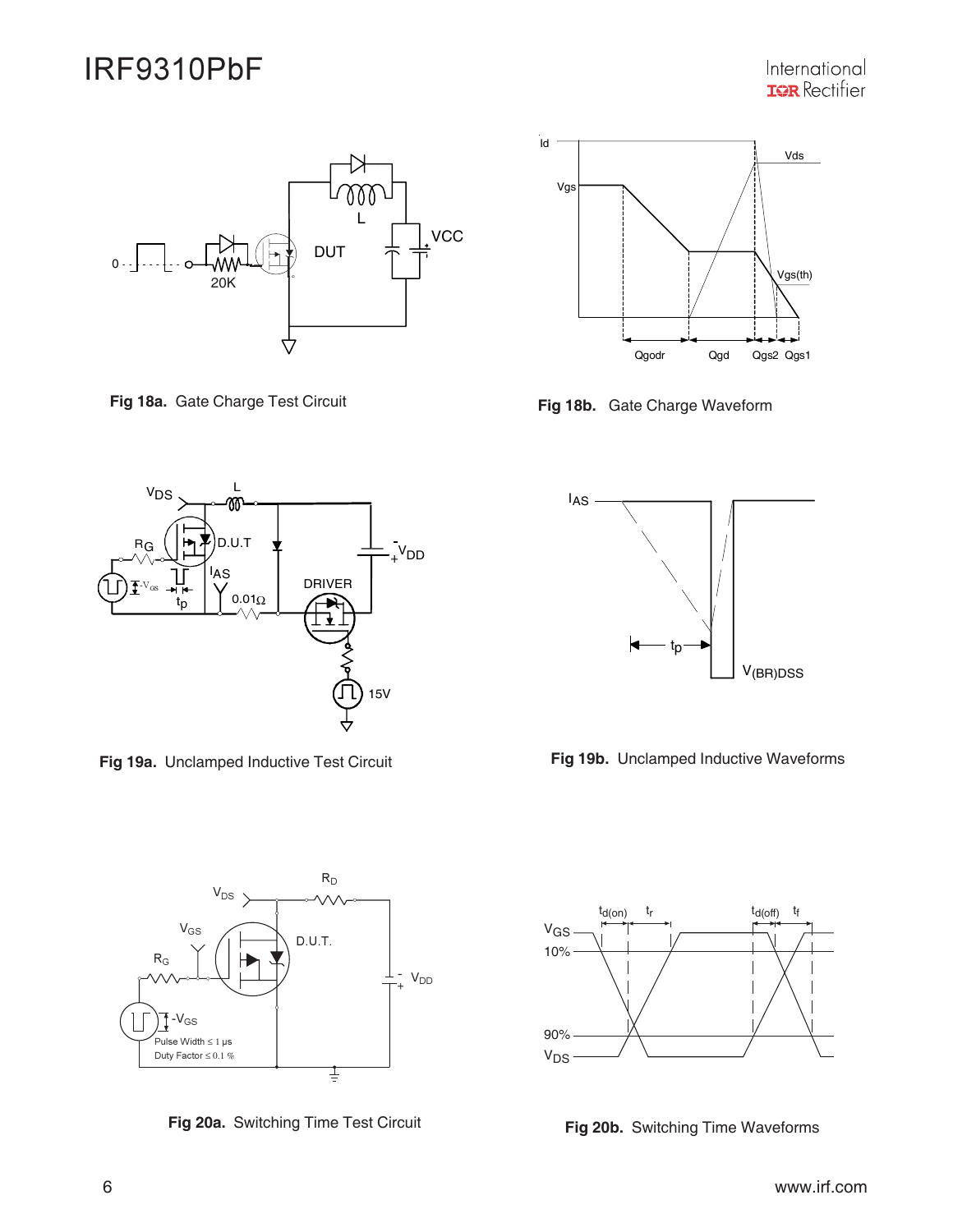**Fig 18a.** Gate Charge Test Circuit

**Fig 18b.** Gate Charge Waveform

**Fig 19a.** Unclamped Inductive Test Circuit

**Fig 19b.** Unclamped Inductive Waveforms

**Fig 20a.** Switching Time Test Circuit

**Fig 20b.** Switching Time Waveforms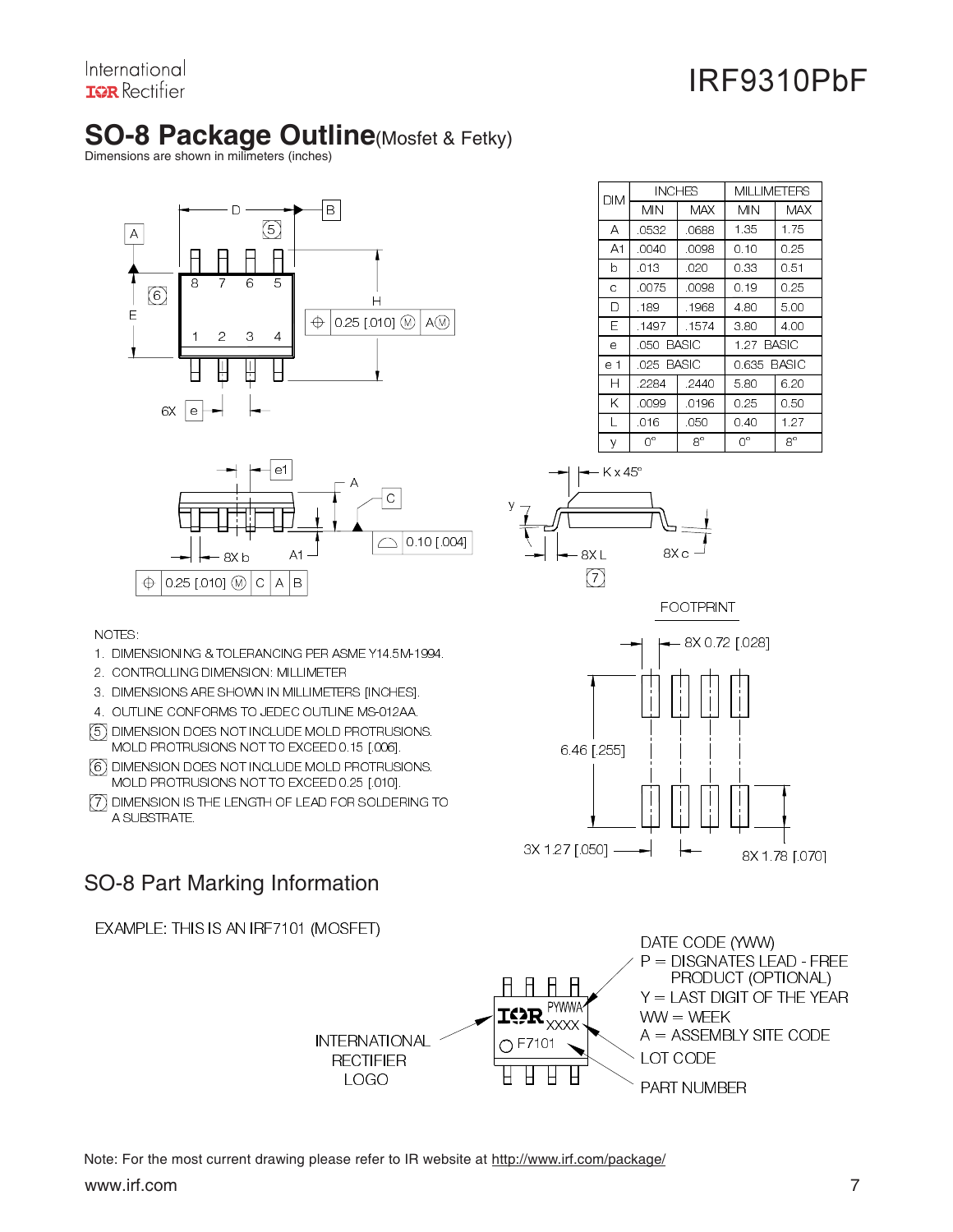## SO-8 Package Outline (Mosfet & Fetky)

Dimensions are shown in milimeters (inches)

| DIM | INCHES | | MILLIMETERS | |
|---|---|---|---|---|
| | MIN | MAX | MIN | MAX |
| A | .0532 | .0688 | 1.35 | 1.75 |
| A1 | .0040 | .0098 | 0.10 | 0.25 |
| b | .013 | .020 | 0.33 | 0.51 |
| c | .0075 | .0098 | 0.19 | 0.25 |
| D | .189 | .1968 | 4.80 | 5.00 |
| E | .1497 | .1574 | 3.80 | 4.00 |
| e | .050 BASIC | | 1.27 BASIC | |
| e 1 | .025 BASIC | | 0.635 BASIC | |
| H | .2284 | .2440 | 5.80 | 6.20 |
| K | .0099 | .0196 | 0.25 | 0.50 |
| L | .016 | .050 | 0.40 | 1.27 |
| y | 0° | 8° | 0° | 8° |

NOTES:

1. DIMENSIONING & TOLERANCING PER ASME Y14.5M-1994.
2. CONTROLLING DIMENSION: MILLIMETER
3. DIMENSIONS ARE SHOWN IN MILLIMETERS [INCHES].
4. OUTLINE CONFORMS TO JEDEC OUTLINE MS-012AA.
5. DIMENSION DOES NOT INCLUDE MOLD PROTRUSIONS. MOLD PROTRUSIONS NOT TO EXCEED 0.15 [.006].
6. DIMENSION DOES NOT INCLUDE MOLD PROTRUSIONS. MOLD PROTRUSIONS NOT TO EXCEED 0.25 [.010].
7. DIMENSION IS THE LENGTH OF LEAD FOR SOLDERING TO A SUBSTRATE.

FOOTPRINT

8X 0.72 [.028]

6.46 [.255]

3X 1.27 [.050]

8X 1.78 [.070]

## SO-8 Part Marking Information

EXAMPLE: THIS IS AN IRF7101 (MOSFET)

INTERNATIONAL RECTIFIER LOGO

DATE CODE (YWW)
P = DISGNATES LEAD - FREE PRODUCT (OPTIONAL)
Y = LAST DIGIT OF THE YEAR
WW = WEEK
A = ASSEMBLY SITE CODE

LOT CODE

PART NUMBER

Note: For the most current drawing please refer to IR website at http://www.irf.com/package/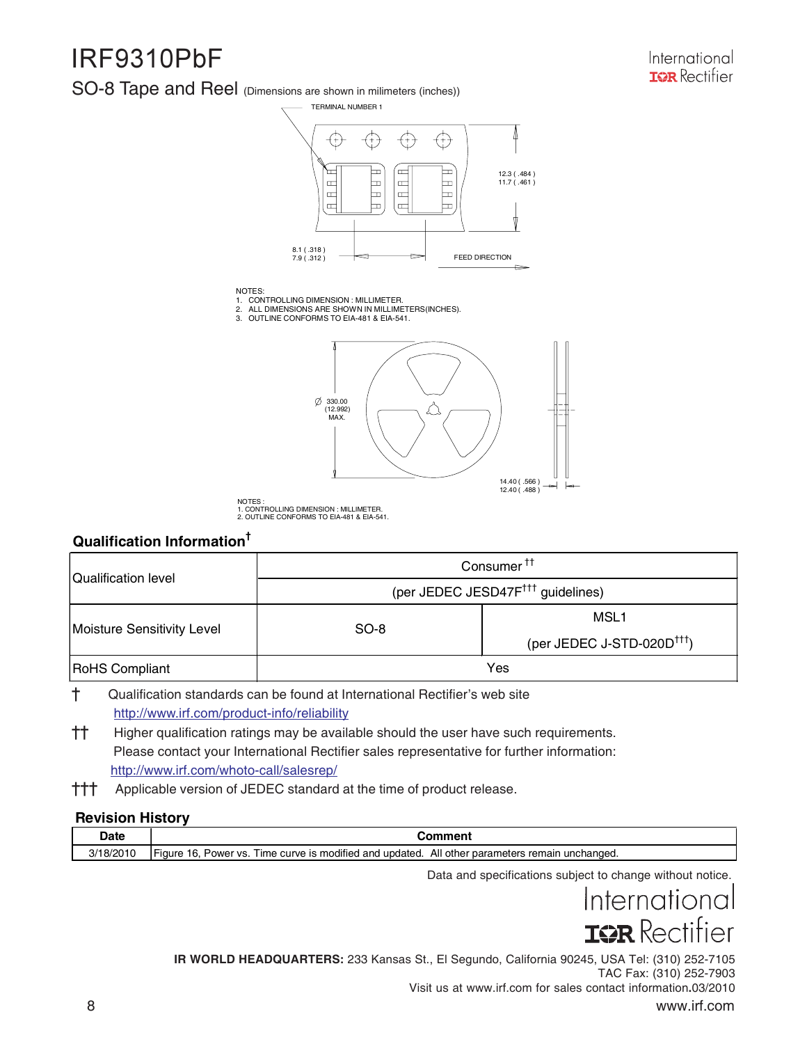# IRF9310PbF

## SO-8 Tape and Reel (Dimensions are shown in milimeters (inches))

TERMINAL NUMBER 1

12.3 ( .484 )
11.7 ( .461 )

8.1 ( .318 )
7.9 ( .312 )

FEED DIRECTION

NOTES:
1. CONTROLLING DIMENSION : MILLIMETER.
2. ALL DIMENSIONS ARE SHOWN IN MILLIMETERS(INCHES).
3. OUTLINE CONFORMS TO EIA-481 & EIA-541.

Ø 330.00
(12.992)
MAX.

14.40 ( .566 )
12.40 ( .488 )

NOTES :
1. CONTROLLING DIMENSION : MILLIMETER.
2. OUTLINE CONFORMS TO EIA-481 & EIA-541.

### Qualification Information†

| | | |
|---|---|---|
| Qualification level | Consumer †† | |
| | (per JEDEC JESD47F††† guidelines) | |
| Moisture Sensitivity Level | SO-8 | MSL1 (per JEDEC J-STD-020D†††) |
| RoHS Compliant | Yes | |

† Qualification standards can be found at International Rectifier's web site http://www.irf.com/product-info/reliability

†† Higher qualification ratings may be available should the user have such requirements. Please contact your International Rectifier sales representative for further information: http://www.irf.com/whoto-call/salesrep/

††† Applicable version of JEDEC standard at the time of product release.

### Revision History

| Date | Comment |
|---|---|
| 3/18/2010 | Figure 16, Power vs. Time curve is modified and updated. All other parameters remain unchanged. |

Data and specifications subject to change without notice.

International Rectifier

**IR WORLD HEADQUARTERS:** 233 Kansas St., El Segundo, California 90245, USA Tel: (310) 252-7105
TAC Fax: (310) 252-7903
Visit us at www.irf.com for sales contact information.03/2010